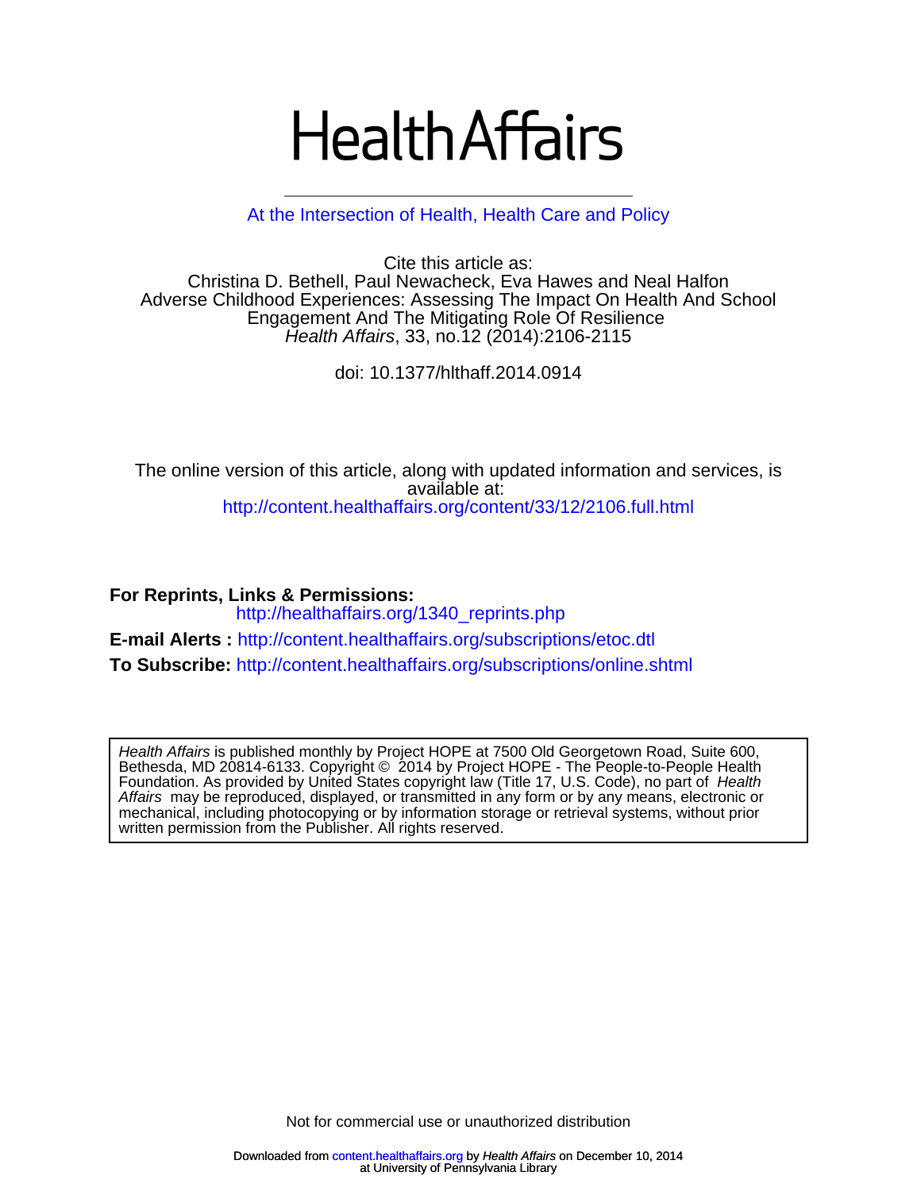# HealthAffairs

At the Intersection of Health, Health Care and Policy

Cite this article as:
Christina D. Bethell, Paul Newacheck, Eva Hawes and Neal Halfon
Adverse Childhood Experiences: Assessing The Impact On Health And School Engagement And The Mitigating Role Of Resilience
*Health Affairs*, 33, no.12 (2014):2106-2115

doi: 10.1377/hlthaff.2014.0914

The online version of this article, along with updated information and services, is available at:
http://content.healthaffairs.org/content/33/12/2106.full.html

**For Reprints, Links & Permissions:**
http://healthaffairs.org/1340_reprints.php

**E-mail Alerts :** http://content.healthaffairs.org/subscriptions/etoc.dtl

**To Subscribe:** http://content.healthaffairs.org/subscriptions/online.shtml

*Health Affairs* is published monthly by Project HOPE at 7500 Old Georgetown Road, Suite 600, Bethesda, MD 20814-6133. Copyright © 2014 by Project HOPE - The People-to-People Health Foundation. As provided by United States copyright law (Title 17, U.S. Code), no part of *Health Affairs* may be reproduced, displayed, or transmitted in any form or by any means, electronic or mechanical, including photocopying or by information storage or retrieval systems, without prior written permission from the Publisher. All rights reserved.

Not for commercial use or unauthorized distribution

Downloaded from content.healthaffairs.org by *Health Affairs* on December 10, 2014 at University of Pennsylvania Library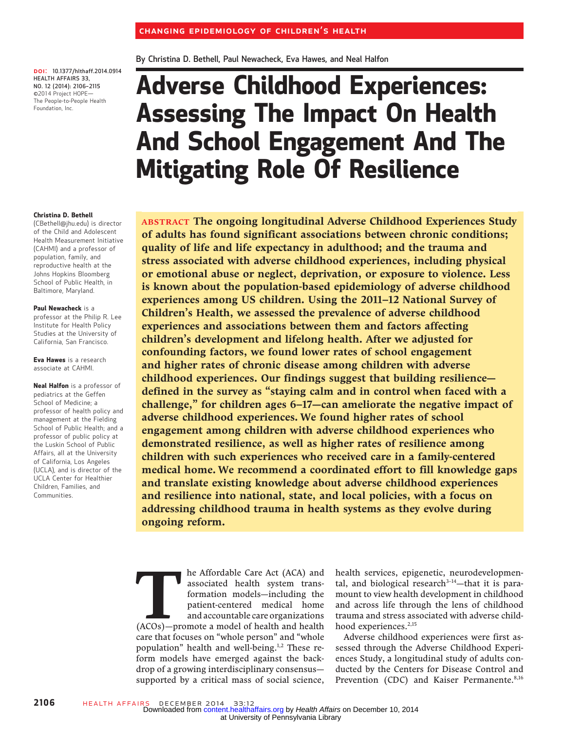# Adverse Childhood Experiences: Assessing The Impact On Health And School Engagement And The Mitigating Role Of Resilience

By Christina D. Bethell, Paul Newacheck, Eva Hawes, and Neal Halfon

DOI: 10.1377/hlthaff.2014.0914
HEALTH AFFAIRS 33, NO. 12 (2014): 2106–2115
©2014 Project HOPE— The People-to-People Health Foundation, Inc.

**Christina D. Bethell** (CBethell@jhu.edu) is director of the Child and Adolescent Health Measurement Initiative (CAHMI) and a professor of population, family, and reproductive health at the Johns Hopkins Bloomberg School of Public Health, in Baltimore, Maryland.

**Paul Newacheck** is a professor at the Philip R. Lee Institute for Health Policy Studies at the University of California, San Francisco.

**Eva Hawes** is a research associate at CAHMI.

**Neal Halfon** is a professor of pediatrics at the Geffen School of Medicine; a professor of health policy and management at the Fielding School of Public Health; and a professor of public policy at the Luskin School of Public Affairs, all at the University of California, Los Angeles (UCLA), and is director of the UCLA Center for Healthier Children, Families, and Communities.

**ABSTRACT** **The ongoing longitudinal Adverse Childhood Experiences Study of adults has found significant associations between chronic conditions; quality of life and life expectancy in adulthood; and the trauma and stress associated with adverse childhood experiences, including physical or emotional abuse or neglect, deprivation, or exposure to violence. Less is known about the population-based epidemiology of adverse childhood experiences among US children. Using the 2011–12 National Survey of Children's Health, we assessed the prevalence of adverse childhood experiences and associations between them and factors affecting children's development and lifelong health. After we adjusted for confounding factors, we found lower rates of school engagement and higher rates of chronic disease among children with adverse childhood experiences. Our findings suggest that building resilience—defined in the survey as "staying calm and in control when faced with a challenge," for children ages 6–17—can ameliorate the negative impact of adverse childhood experiences. We found higher rates of school engagement among children with adverse childhood experiences who demonstrated resilience, as well as higher rates of resilience among children with such experiences who received care in a family-centered medical home. We recommend a coordinated effort to fill knowledge gaps and translate existing knowledge about adverse childhood experiences and resilience into national, state, and local policies, with a focus on addressing childhood trauma in health systems as they evolve during ongoing reform.**

The Affordable Care Act (ACA) and associated health system transformation models—including the patient-centered medical home and accountable care organizations (ACOs)—promote a model of health and health care that focuses on "whole person" and "whole population" health and well-being.[1,2] These reform models have emerged against the backdrop of a growing interdisciplinary consensus—supported by a critical mass of social science, health services, epigenetic, neurodevelopmental, and biological research[3–14]—that it is paramount to view health development in childhood and across life through the lens of childhood trauma and stress associated with adverse childhood experiences.[2,15]

Adverse childhood experiences were first assessed through the Adverse Childhood Experiences Study, a longitudinal study of adults conducted by the Centers for Disease Control and Prevention (CDC) and Kaiser Permanente.[8,16]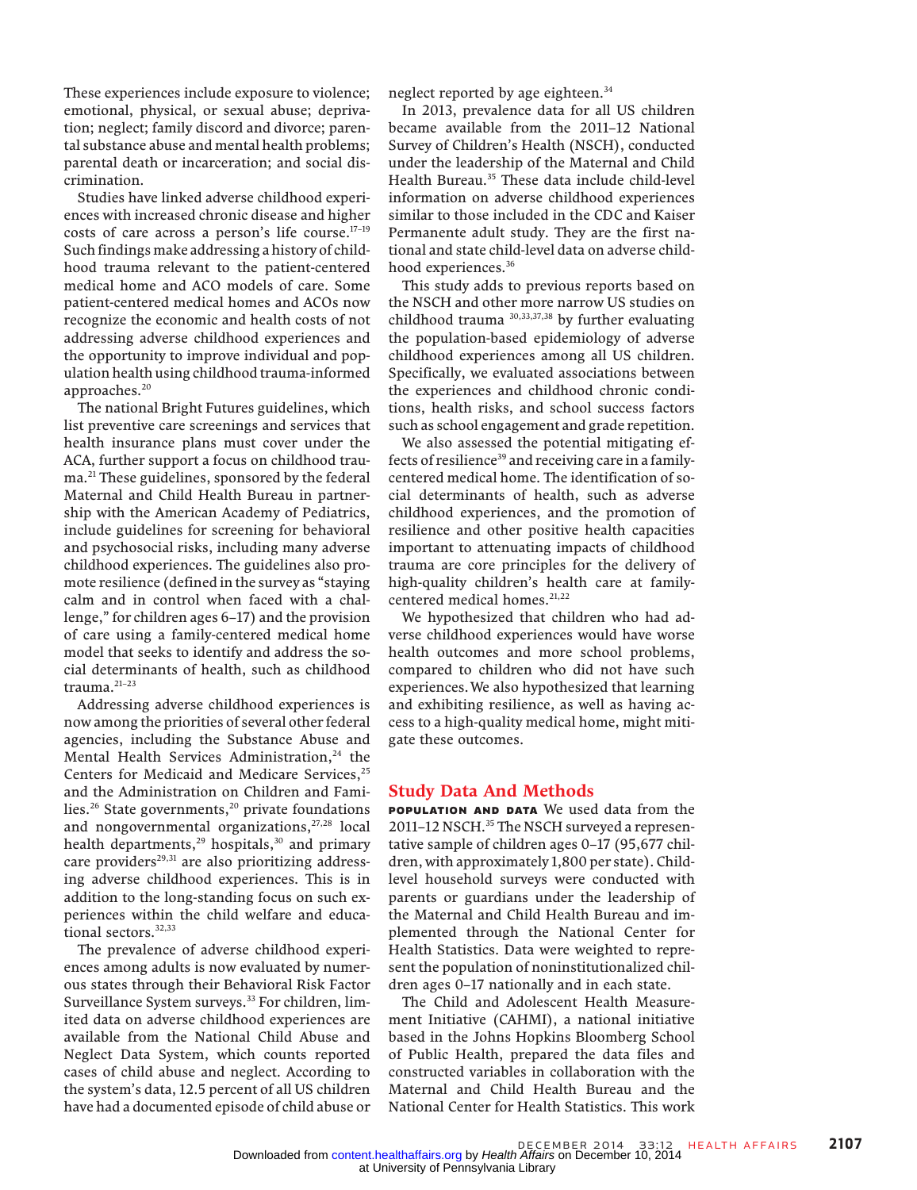These experiences include exposure to violence; emotional, physical, or sexual abuse; deprivation; neglect; family discord and divorce; parental substance abuse and mental health problems; parental death or incarceration; and social discrimination.

Studies have linked adverse childhood experiences with increased chronic disease and higher costs of care across a person's life course.[17–19] Such findings make addressing a history of childhood trauma relevant to the patient-centered medical home and ACO models of care. Some patient-centered medical homes and ACOs now recognize the economic and health costs of not addressing adverse childhood experiences and the opportunity to improve individual and population health using childhood trauma-informed approaches.[20]

The national Bright Futures guidelines, which list preventive care screenings and services that health insurance plans must cover under the ACA, further support a focus on childhood trauma.[21] These guidelines, sponsored by the federal Maternal and Child Health Bureau in partnership with the American Academy of Pediatrics, include guidelines for screening for behavioral and psychosocial risks, including many adverse childhood experiences. The guidelines also promote resilience (defined in the survey as "staying calm and in control when faced with a challenge," for children ages 6–17) and the provision of care using a family-centered medical home model that seeks to identify and address the social determinants of health, such as childhood trauma.[21–23]

Addressing adverse childhood experiences is now among the priorities of several other federal agencies, including the Substance Abuse and Mental Health Services Administration,[24] the Centers for Medicaid and Medicare Services,[25] and the Administration on Children and Families.[26] State governments,[20] private foundations and nongovernmental organizations,[27,28] local health departments,[29] hospitals,[30] and primary care providers[29,31] are also prioritizing addressing adverse childhood experiences. This is in addition to the long-standing focus on such experiences within the child welfare and educational sectors.[32,33]

The prevalence of adverse childhood experiences among adults is now evaluated by numerous states through their Behavioral Risk Factor Surveillance System surveys.[33] For children, limited data on adverse childhood experiences are available from the National Child Abuse and Neglect Data System, which counts reported cases of child abuse and neglect. According to the system's data, 12.5 percent of all US children have had a documented episode of child abuse or neglect reported by age eighteen.[34]

In 2013, prevalence data for all US children became available from the 2011–12 National Survey of Children's Health (NSCH), conducted under the leadership of the Maternal and Child Health Bureau.[35] These data include child-level information on adverse childhood experiences similar to those included in the CDC and Kaiser Permanente adult study. They are the first national and state child-level data on adverse childhood experiences.[36]

This study adds to previous reports based on the NSCH and other more narrow US studies on childhood trauma [30,33,37,38] by further evaluating the population-based epidemiology of adverse childhood experiences among all US children. Specifically, we evaluated associations between the experiences and childhood chronic conditions, health risks, and school success factors such as school engagement and grade repetition.

We also assessed the potential mitigating effects of resilience[39] and receiving care in a family-centered medical home. The identification of social determinants of health, such as adverse childhood experiences, and the promotion of resilience and other positive health capacities important to attenuating impacts of childhood trauma are core principles for the delivery of high-quality children's health care at family-centered medical homes.[21,22]

We hypothesized that children who had adverse childhood experiences would have worse health outcomes and more school problems, compared to children who did not have such experiences. We also hypothesized that learning and exhibiting resilience, as well as having access to a high-quality medical home, might mitigate these outcomes.

## Study Data And Methods

**POPULATION AND DATA** We used data from the 2011–12 NSCH.[35] The NSCH surveyed a representative sample of children ages 0–17 (95,677 children, with approximately 1,800 per state). Child-level household surveys were conducted with parents or guardians under the leadership of the Maternal and Child Health Bureau and implemented through the National Center for Health Statistics. Data were weighted to represent the population of noninstitutionalized children ages 0–17 nationally and in each state.

The Child and Adolescent Health Measurement Initiative (CAHMI), a national initiative based in the Johns Hopkins Bloomberg School of Public Health, prepared the data files and constructed variables in collaboration with the Maternal and Child Health Bureau and the National Center for Health Statistics. This work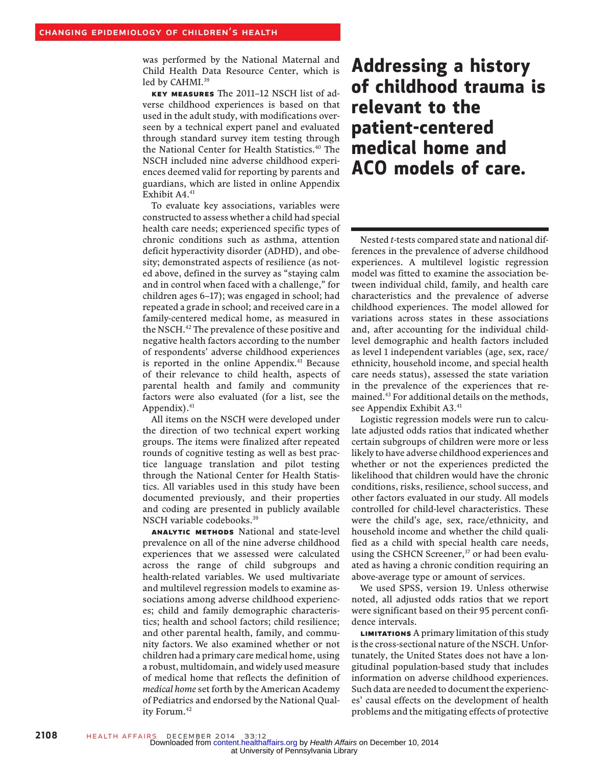was performed by the National Maternal and Child Health Data Resource Center, which is led by CAHMI.[39]

**KEY MEASURES** The 2011–12 NSCH list of adverse childhood experiences is based on that used in the adult study, with modifications overseen by a technical expert panel and evaluated through standard survey item testing through the National Center for Health Statistics.[40] The NSCH included nine adverse childhood experiences deemed valid for reporting by parents and guardians, which are listed in online Appendix Exhibit A4.[41]

To evaluate key associations, variables were constructed to assess whether a child had special health care needs; experienced specific types of chronic conditions such as asthma, attention deficit hyperactivity disorder (ADHD), and obesity; demonstrated aspects of resilience (as noted above, defined in the survey as "staying calm and in control when faced with a challenge," for children ages 6–17); was engaged in school; had repeated a grade in school; and received care in a family-centered medical home, as measured in the NSCH.[42] The prevalence of these positive and negative health factors according to the number of respondents' adverse childhood experiences is reported in the online Appendix.[41] Because of their relevance to child health, aspects of parental health and family and community factors were also evaluated (for a list, see the Appendix).[41]

All items on the NSCH were developed under the direction of two technical expert working groups. The items were finalized after repeated rounds of cognitive testing as well as best practice language translation and pilot testing through the National Center for Health Statistics. All variables used in this study have been documented previously, and their properties and coding are presented in publicly available NSCH variable codebooks.[39]

**ANALYTIC METHODS** National and state-level prevalence on all of the nine adverse childhood experiences that we assessed were calculated across the range of child subgroups and health-related variables. We used multivariate and multilevel regression models to examine associations among adverse childhood experiences; child and family demographic characteristics; health and school factors; child resilience; and other parental health, family, and community factors. We also examined whether or not children had a primary care medical home, using a robust, multidomain, and widely used measure of medical home that reflects the definition of *medical home* set forth by the American Academy of Pediatrics and endorsed by the National Quality Forum.[42]

**Addressing a history of childhood trauma is relevant to the patient-centered medical home and ACO models of care.**

Nested *t*-tests compared state and national differences in the prevalence of adverse childhood experiences. A multilevel logistic regression model was fitted to examine the association between individual child, family, and health care characteristics and the prevalence of adverse childhood experiences. The model allowed for variations across states in these associations and, after accounting for the individual child-level demographic and health factors included as level 1 independent variables (age, sex, race/ethnicity, household income, and special health care needs status), assessed the state variation in the prevalence of the experiences that remained.[43] For additional details on the methods, see Appendix Exhibit A3.[41]

Logistic regression models were run to calculate adjusted odds ratios that indicated whether certain subgroups of children were more or less likely to have adverse childhood experiences and whether or not the experiences predicted the likelihood that children would have the chronic conditions, risks, resilience, school success, and other factors evaluated in our study. All models controlled for child-level characteristics. These were the child's age, sex, race/ethnicity, and household income and whether the child qualified as a child with special health care needs, using the CSHCN Screener,[37] or had been evaluated as having a chronic condition requiring an above-average type or amount of services.

We used SPSS, version 19. Unless otherwise noted, all adjusted odds ratios that we report were significant based on their 95 percent confidence intervals.

**LIMITATIONS** A primary limitation of this study is the cross-sectional nature of the NSCH. Unfortunately, the United States does not have a longitudinal population-based study that includes information on adverse childhood experiences. Such data are needed to document the experiences' causal effects on the development of health problems and the mitigating effects of protective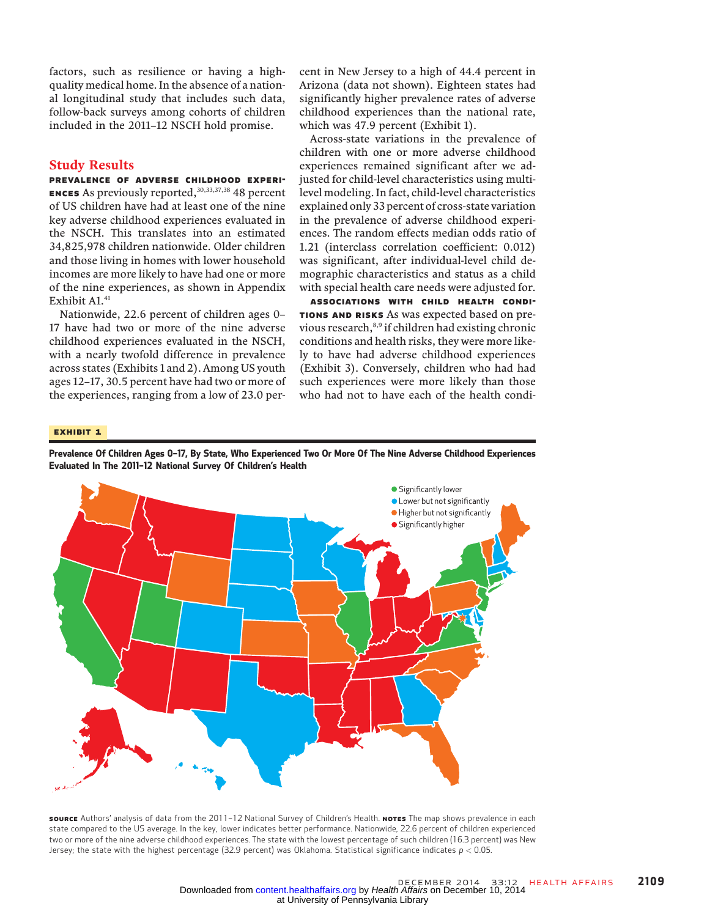factors, such as resilience or having a high-quality medical home. In the absence of a national longitudinal study that includes such data, follow-back surveys among cohorts of children included in the 2011–12 NSCH hold promise.

## Study Results

**PREVALENCE OF ADVERSE CHILDHOOD EXPERIENCES** As previously reported,[30,33,37,38] 48 percent of US children have had at least one of the nine key adverse childhood experiences evaluated in the NSCH. This translates into an estimated 34,825,978 children nationwide. Older children and those living in homes with lower household incomes are more likely to have had one or more of the nine experiences, as shown in Appendix Exhibit A1.[41]

Nationwide, 22.6 percent of children ages 0–17 have had two or more of the nine adverse childhood experiences evaluated in the NSCH, with a nearly twofold difference in prevalence across states (Exhibits 1 and 2). Among US youth ages 12–17, 30.5 percent have had two or more of the experiences, ranging from a low of 23.0 percent in New Jersey to a high of 44.4 percent in Arizona (data not shown). Eighteen states had significantly higher prevalence rates of adverse childhood experiences than the national rate, which was 47.9 percent (Exhibit 1).

Across-state variations in the prevalence of children with one or more adverse childhood experiences remained significant after we adjusted for child-level characteristics using multilevel modeling. In fact, child-level characteristics explained only 33 percent of cross-state variation in the prevalence of adverse childhood experiences. The random effects median odds ratio of 1.21 (interclass correlation coefficient: 0.012) was significant, after individual-level child demographic characteristics and status as a child with special health care needs were adjusted for.

**ASSOCIATIONS WITH CHILD HEALTH CONDITIONS AND RISKS** As was expected based on previous research,[8,9] if children had existing chronic conditions and health risks, they were more likely to have had adverse childhood experiences (Exhibit 3). Conversely, children who had had such experiences were more likely than those who had not to have each of the health condi-

**EXHIBIT 1**

**Prevalence Of Children Ages 0–17, By State, Who Experienced Two Or More Of The Nine Adverse Childhood Experiences Evaluated In The 2011–12 National Survey Of Children's Health**

- Significantly lower
- Lower but not significantly
- Higher but not significantly
- Significantly higher

**SOURCE** Authors' analysis of data from the 2011–12 National Survey of Children's Health. **NOTES** The map shows prevalence in each state compared to the US average. In the key, lower indicates better performance. Nationwide, 22.6 percent of children experienced two or more of the nine adverse childhood experiences. The state with the lowest percentage of such children (16.3 percent) was New Jersey; the state with the highest percentage (32.9 percent) was Oklahoma. Statistical significance indicates $p < 0.05$.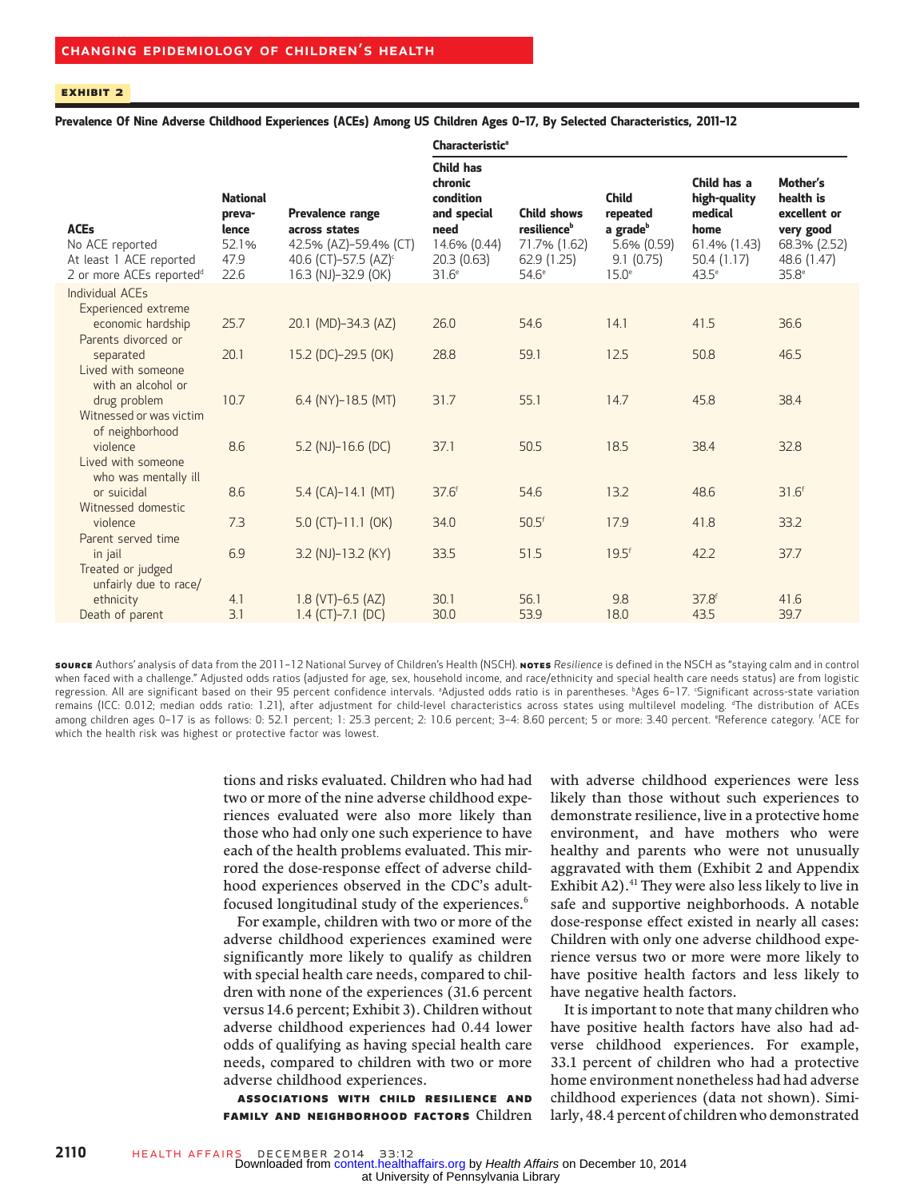**EXHIBIT 2**

**Prevalence Of Nine Adverse Childhood Experiences (ACEs) Among US Children Ages 0–17, By Selected Characteristics, 2011–12**

| ACEs | National prevalence | Prevalence range across states | Characteristic[a] Child has chronic condition and special need | Child shows resilience[b] | Child repeated a grade[b] | Child has a high-quality medical home | Mother's health is excellent or very good |
|---|---|---|---|---|---|---|---|
| No ACE reported | 52.1% | 42.5% (AZ)–59.4% (CT) | 14.6% (0.44) | 71.7% (1.62) | 5.6% (0.59) | 61.4% (1.43) | 68.3% (2.52) |
| At least 1 ACE reported | 47.9 | 40.6 (CT)–57.5 (AZ)[c] | 20.3 (0.63) | 62.9 (1.25) | 9.1 (0.75) | 50.4 (1.17) | 48.6 (1.47) |
| 2 or more ACEs reported[d] | 22.6 | 16.3 (NJ)–32.9 (OK) | 31.6[e] | 54.6[e] | 15.0[e] | 43.5[e] | 35.8[e] |
| Individual ACEs | | | | | | | |
| Experienced extreme economic hardship | 25.7 | 20.1 (MD)–34.3 (AZ) | 26.0 | 54.6 | 14.1 | 41.5 | 36.6 |
| Parents divorced or separated | 20.1 | 15.2 (DC)–29.5 (OK) | 28.8 | 59.1 | 12.5 | 50.8 | 46.5 |
| Lived with someone with an alcohol or drug problem | 10.7 | 6.4 (NY)–18.5 (MT) | 31.7 | 55.1 | 14.7 | 45.8 | 38.4 |
| Witnessed or was victim of neighborhood violence | 8.6 | 5.2 (NJ)–16.6 (DC) | 37.1 | 50.5 | 18.5 | 38.4 | 32.8 |
| Lived with someone who was mentally ill or suicidal | 8.6 | 5.4 (CA)–14.1 (MT) | 37.6[f] | 54.6 | 13.2 | 48.6 | 31.6[f] |
| Witnessed domestic violence | 7.3 | 5.0 (CT)–11.1 (OK) | 34.0 | 50.5[f] | 17.9 | 41.8 | 33.2 |
| Parent served time in jail | 6.9 | 3.2 (NJ)–13.2 (KY) | 33.5 | 51.5 | 19.5[f] | 42.2 | 37.7 |
| Treated or judged unfairly due to race/ethnicity | 4.1 | 1.8 (VT)–6.5 (AZ) | 30.1 | 56.1 | 9.8 | 37.8[f] | 41.6 |
| Death of parent | 3.1 | 1.4 (CT)–7.1 (DC) | 30.0 | 53.9 | 18.0 | 43.5 | 39.7 |

**SOURCE** Authors' analysis of data from the 2011–12 National Survey of Children's Health (NSCH). **NOTES** *Resilience* is defined in the NSCH as "staying calm and in control when faced with a challenge." Adjusted odds ratios (adjusted for age, sex, household income, and race/ethnicity and special health care needs status) are from logistic regression. All are significant based on their 95 percent confidence intervals. [a]Adjusted odds ratio is in parentheses. [b]Ages 6–17. [c]Significant across-state variation remains (ICC: 0.012; median odds ratio: 1.21), after adjustment for child-level characteristics across states using multilevel modeling. [d]The distribution of ACEs among children ages 0–17 is as follows: 0: 52.1 percent; 1: 25.3 percent; 2: 10.6 percent; 3–4: 8.60 percent; 5 or more: 3.40 percent. [e]Reference category. [f]ACE for which the health risk was highest or protective factor was lowest.

tions and risks evaluated. Children who had had two or more of the nine adverse childhood experiences evaluated were also more likely than those who had only one such experience to have each of the health problems evaluated. This mirrored the dose-response effect of adverse childhood experiences observed in the CDC's adult-focused longitudinal study of the experiences.[6]

For example, children with two or more of the adverse childhood experiences examined were significantly more likely to qualify as children with special health care needs, compared to children with none of the experiences (31.6 percent versus 14.6 percent; Exhibit 3). Children without adverse childhood experiences had 0.44 lower odds of qualifying as having special health care needs, compared to children with two or more adverse childhood experiences.

**ASSOCIATIONS WITH CHILD RESILIENCE AND FAMILY AND NEIGHBORHOOD FACTORS** Children with adverse childhood experiences were less likely than those without such experiences to demonstrate resilience, live in a protective home environment, and have mothers who were healthy and parents who were not unusually aggravated with them (Exhibit 2 and Appendix Exhibit A2).[41] They were also less likely to live in safe and supportive neighborhoods. A notable dose-response effect existed in nearly all cases: Children with only one adverse childhood experience versus two or more were more likely to have positive health factors and less likely to have negative health factors.

It is important to note that many children who have positive health factors have also had adverse childhood experiences. For example, 33.1 percent of children who had a protective home environment nonetheless had had adverse childhood experiences (data not shown). Similarly, 48.4 percent of children who demonstrated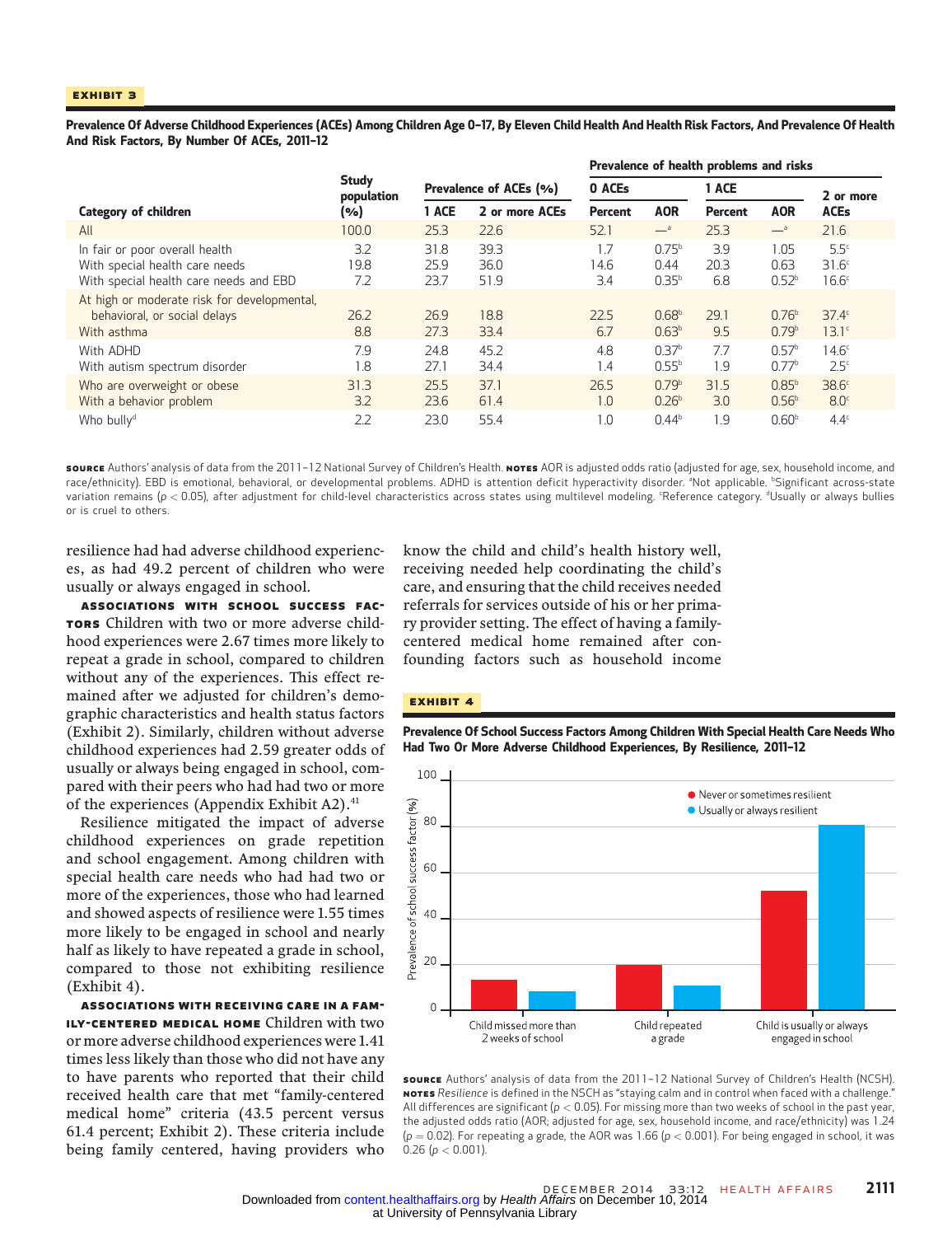**EXHIBIT 3**

**Prevalence Of Adverse Childhood Experiences (ACEs) Among Children Age 0–17, By Eleven Child Health And Health Risk Factors, And Prevalence Of Health And Risk Factors, By Number Of ACEs, 2011–12**

| Category of children | Study population (%) | Prevalence of ACEs (%) | | Prevalence of health problems and risks | | | | |
|---|---|---|---|---|---|---|---|---|
| | | | | 0 ACEs | | 1 ACE | | 2 or more ACEs |
| | | 1 ACE | 2 or more ACEs | Percent | AOR | Percent | AOR | |
| All | 100.0 | 25.3 | 22.6 | 52.1 | —[a] | 25.3 | —[a] | 21.6 |
| In fair or poor overall health | 3.2 | 31.8 | 39.3 | 1.7 | 0.75[b] | 3.9 | 1.05 | 5.5[c] |
| With special health care needs | 19.8 | 25.9 | 36.0 | 14.6 | 0.44 | 20.3 | 0.63 | 31.6[c] |
| With special health care needs and EBD | 7.2 | 23.7 | 51.9 | 3.4 | 0.35[b] | 6.8 | 0.52[b] | 16.6[c] |
| At high or moderate risk for developmental, behavioral, or social delays | 26.2 | 26.9 | 18.8 | 22.5 | 0.68[b] | 29.1 | 0.76[b] | 37.4[c] |
| With asthma | 8.8 | 27.3 | 33.4 | 6.7 | 0.63[b] | 9.5 | 0.79[b] | 13.1[c] |
| With ADHD | 7.9 | 24.8 | 45.2 | 4.8 | 0.37[b] | 7.7 | 0.57[b] | 14.6[c] |
| With autism spectrum disorder | 1.8 | 27.1 | 34.4 | 1.4 | 0.55[b] | 1.9 | 0.77[b] | 2.5[c] |
| Who are overweight or obese | 31.3 | 25.5 | 37.1 | 26.5 | 0.79[b] | 31.5 | 0.85[b] | 38.6[c] |
| With a behavior problem | 3.2 | 23.6 | 61.4 | 1.0 | 0.26[b] | 3.0 | 0.56[b] | 8.0[c] |
| Who bully[d] | 2.2 | 23.0 | 55.4 | 1.0 | 0.44[b] | 1.9 | 0.60[b] | 4.4[c] |

**SOURCE** Authors' analysis of data from the 2011–12 National Survey of Children's Health. **NOTES** AOR is adjusted odds ratio (adjusted for age, sex, household income, and race/ethnicity). EBD is emotional, behavioral, or developmental problems. ADHD is attention deficit hyperactivity disorder. [a]Not applicable. [b]Significant across-state variation remains ($p < 0.05$), after adjustment for child-level characteristics across states using multilevel modeling. [c]Reference category. [d]Usually or always bullies or is cruel to others.

resilience had had adverse childhood experiences, as had 49.2 percent of children who were usually or always engaged in school.

**ASSOCIATIONS WITH SCHOOL SUCCESS FACTORS** Children with two or more adverse childhood experiences were 2.67 times more likely to repeat a grade in school, compared to children without any of the experiences. This effect remained after we adjusted for children's demographic characteristics and health status factors (Exhibit 2). Similarly, children without adverse childhood experiences had 2.59 greater odds of usually or always being engaged in school, compared with their peers who had had two or more of the experiences (Appendix Exhibit A2).[41]

Resilience mitigated the impact of adverse childhood experiences on grade repetition and school engagement. Among children with special health care needs who had had two or more of the experiences, those who had learned and showed aspects of resilience were 1.55 times more likely to be engaged in school and nearly half as likely to have repeated a grade in school, compared to those not exhibiting resilience (Exhibit 4).

**ASSOCIATIONS WITH RECEIVING CARE IN A FAMILY-CENTERED MEDICAL HOME** Children with two or more adverse childhood experiences were 1.41 times less likely than those who did not have any to have parents who reported that their child received health care that met "family-centered medical home" criteria (43.5 percent versus 61.4 percent; Exhibit 2). These criteria include being family centered, having providers who know the child and child's health history well, receiving needed help coordinating the child's care, and ensuring that the child receives needed referrals for services outside of his or her primary provider setting. The effect of having a family-centered medical home remained after confounding factors such as household income

**EXHIBIT 4**

**Prevalence Of School Success Factors Among Children With Special Health Care Needs Who Had Two Or More Adverse Childhood Experiences, By Resilience, 2011–12**

**SOURCE** Authors' analysis of data from the 2011–12 National Survey of Children's Health (NCSH). **NOTES** *Resilience* is defined in the NSCH as "staying calm and in control when faced with a challenge." All differences are significant ($p < 0.05$). For missing more than two weeks of school in the past year, the adjusted odds ratio (AOR; adjusted for age, sex, household income, and race/ethnicity) was 1.24 ($p = 0.02$). For repeating a grade, the AOR was 1.66 ($p < 0.001$). For being engaged in school, it was 0.26 ($p < 0.001$).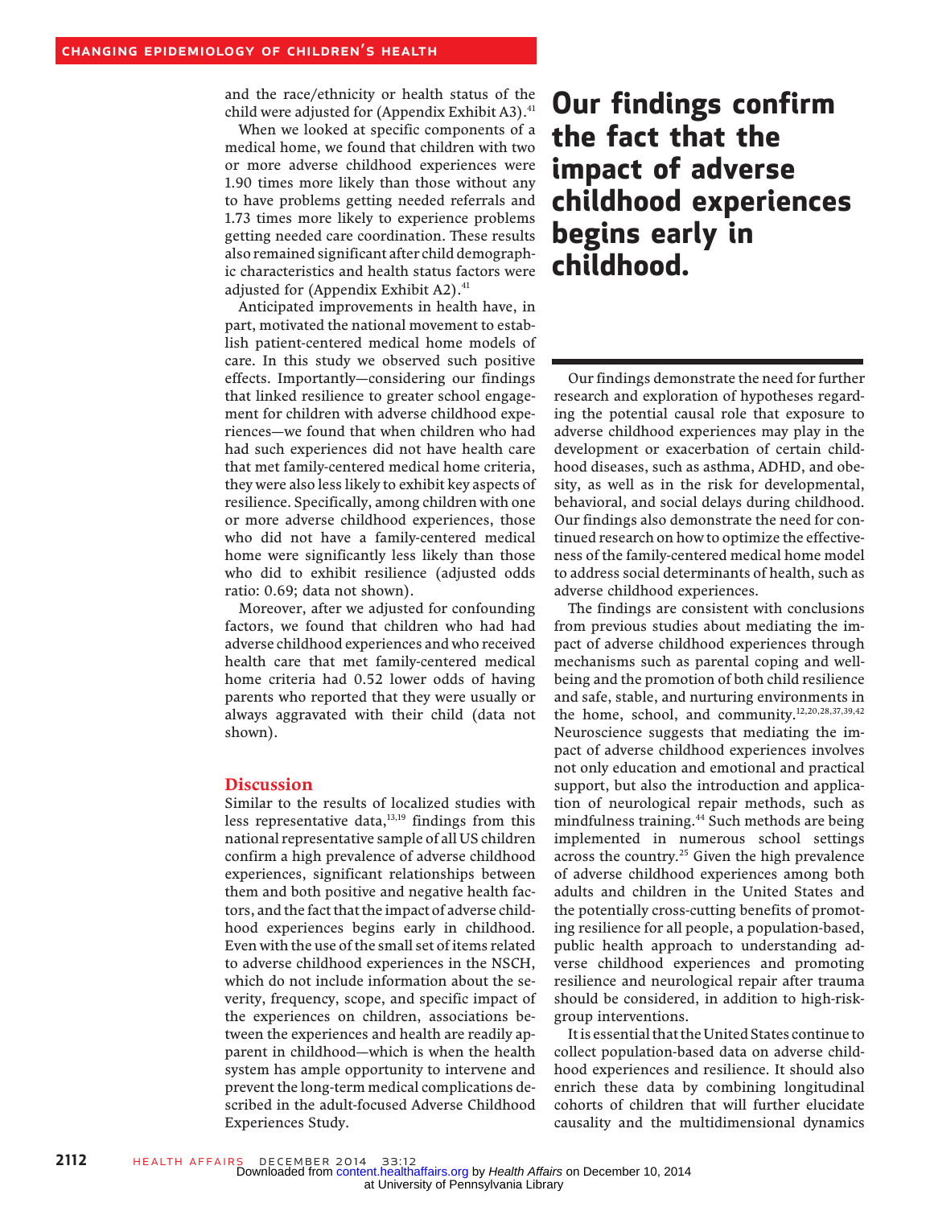and the race/ethnicity or health status of the child were adjusted for (Appendix Exhibit A3).[41]

When we looked at specific components of a medical home, we found that children with two or more adverse childhood experiences were 1.90 times more likely than those without any to have problems getting needed referrals and 1.73 times more likely to experience problems getting needed care coordination. These results also remained significant after child demographic characteristics and health status factors were adjusted for (Appendix Exhibit A2).[41]

Anticipated improvements in health have, in part, motivated the national movement to establish patient-centered medical home models of care. In this study we observed such positive effects. Importantly—considering our findings that linked resilience to greater school engagement for children with adverse childhood experiences—we found that when children who had had such experiences did not have health care that met family-centered medical home criteria, they were also less likely to exhibit key aspects of resilience. Specifically, among children with one or more adverse childhood experiences, those who did not have a family-centered medical home were significantly less likely than those who did to exhibit resilience (adjusted odds ratio: 0.69; data not shown).

Moreover, after we adjusted for confounding factors, we found that children who had had adverse childhood experiences and who received health care that met family-centered medical home criteria had 0.52 lower odds of having parents who reported that they were usually or always aggravated with their child (data not shown).

**Our findings confirm the fact that the impact of adverse childhood experiences begins early in childhood.**

## Discussion

Similar to the results of localized studies with less representative data,[13,19] findings from this national representative sample of all US children confirm a high prevalence of adverse childhood experiences, significant relationships between them and both positive and negative health factors, and the fact that the impact of adverse childhood experiences begins early in childhood. Even with the use of the small set of items related to adverse childhood experiences in the NSCH, which do not include information about the severity, frequency, scope, and specific impact of the experiences on children, associations between the experiences and health are readily apparent in childhood—which is when the health system has ample opportunity to intervene and prevent the long-term medical complications described in the adult-focused Adverse Childhood Experiences Study.

Our findings demonstrate the need for further research and exploration of hypotheses regarding the potential causal role that exposure to adverse childhood experiences may play in the development or exacerbation of certain childhood diseases, such as asthma, ADHD, and obesity, as well as in the risk for developmental, behavioral, and social delays during childhood. Our findings also demonstrate the need for continued research on how to optimize the effectiveness of the family-centered medical home model to address social determinants of health, such as adverse childhood experiences.

The findings are consistent with conclusions from previous studies about mediating the impact of adverse childhood experiences through mechanisms such as parental coping and well-being and the promotion of both child resilience and safe, stable, and nurturing environments in the home, school, and community.[12,20,28,37,39,42] Neuroscience suggests that mediating the impact of adverse childhood experiences involves not only education and emotional and practical support, but also the introduction and application of neurological repair methods, such as mindfulness training.[44] Such methods are being implemented in numerous school settings across the country.[25] Given the high prevalence of adverse childhood experiences among both adults and children in the United States and the potentially cross-cutting benefits of promoting resilience for all people, a population-based, public health approach to understanding adverse childhood experiences and promoting resilience and neurological repair after trauma should be considered, in addition to high-risk-group interventions.

It is essential that the United States continue to collect population-based data on adverse childhood experiences and resilience. It should also enrich these data by combining longitudinal cohorts of children that will further elucidate causality and the multidimensional dynamics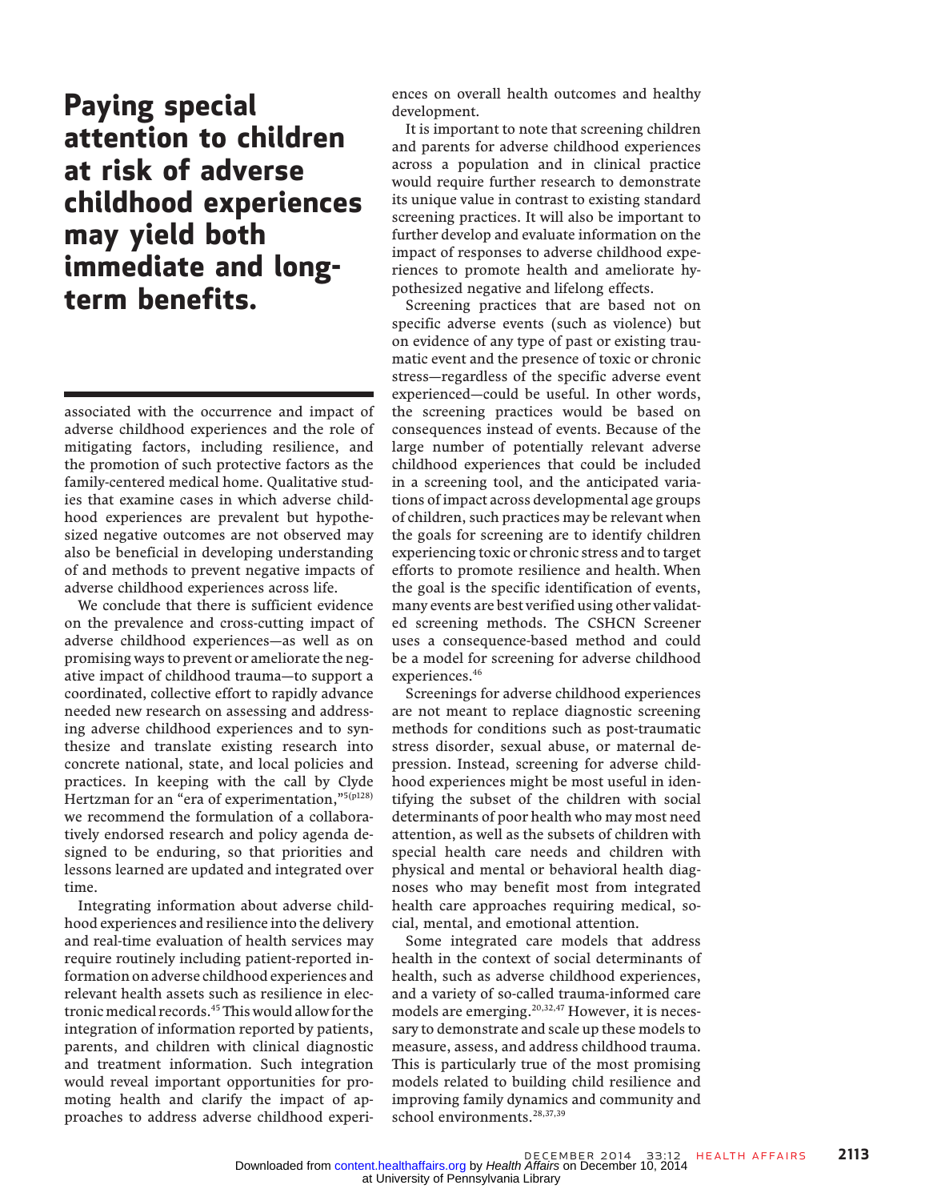**Paying special attention to children at risk of adverse childhood experiences may yield both immediate and long-term benefits.**

associated with the occurrence and impact of adverse childhood experiences and the role of mitigating factors, including resilience, and the promotion of such protective factors as the family-centered medical home. Qualitative studies that examine cases in which adverse childhood experiences are prevalent but hypothesized negative outcomes are not observed may also be beneficial in developing understanding of and methods to prevent negative impacts of adverse childhood experiences across life.

We conclude that there is sufficient evidence on the prevalence and cross-cutting impact of adverse childhood experiences—as well as on promising ways to prevent or ameliorate the negative impact of childhood trauma—to support a coordinated, collective effort to rapidly advance needed new research on assessing and addressing adverse childhood experiences and to synthesize and translate existing research into concrete national, state, and local policies and practices. In keeping with the call by Clyde Hertzman for an "era of experimentation,"[5(p128)] we recommend the formulation of a collaboratively endorsed research and policy agenda designed to be enduring, so that priorities and lessons learned are updated and integrated over time.

Integrating information about adverse childhood experiences and resilience into the delivery and real-time evaluation of health services may require routinely including patient-reported information on adverse childhood experiences and relevant health assets such as resilience in electronic medical records.[45] This would allow for the integration of information reported by patients, parents, and children with clinical diagnostic and treatment information. Such integration would reveal important opportunities for promoting health and clarify the impact of approaches to address adverse childhood experiences on overall health outcomes and healthy development.

It is important to note that screening children and parents for adverse childhood experiences across a population and in clinical practice would require further research to demonstrate its unique value in contrast to existing standard screening practices. It will also be important to further develop and evaluate information on the impact of responses to adverse childhood experiences to promote health and ameliorate hypothesized negative and lifelong effects.

Screening practices that are based not on specific adverse events (such as violence) but on evidence of any type of past or existing traumatic event and the presence of toxic or chronic stress—regardless of the specific adverse event experienced—could be useful. In other words, the screening practices would be based on consequences instead of events. Because of the large number of potentially relevant adverse childhood experiences that could be included in a screening tool, and the anticipated variations of impact across developmental age groups of children, such practices may be relevant when the goals for screening are to identify children experiencing toxic or chronic stress and to target efforts to promote resilience and health. When the goal is the specific identification of events, many events are best verified using other validated screening methods. The CSHCN Screener uses a consequence-based method and could be a model for screening for adverse childhood experiences.[46]

Screenings for adverse childhood experiences are not meant to replace diagnostic screening methods for conditions such as post-traumatic stress disorder, sexual abuse, or maternal depression. Instead, screening for adverse childhood experiences might be most useful in identifying the subset of the children with social determinants of poor health who may most need attention, as well as the subsets of children with special health care needs and children with physical and mental or behavioral health diagnoses who may benefit most from integrated health care approaches requiring medical, social, mental, and emotional attention.

Some integrated care models that address health in the context of social determinants of health, such as adverse childhood experiences, and a variety of so-called trauma-informed care models are emerging.[20,32,47] However, it is necessary to demonstrate and scale up these models to measure, assess, and address childhood trauma. This is particularly true of the most promising models related to building child resilience and improving family dynamics and community and school environments.[28,37,39]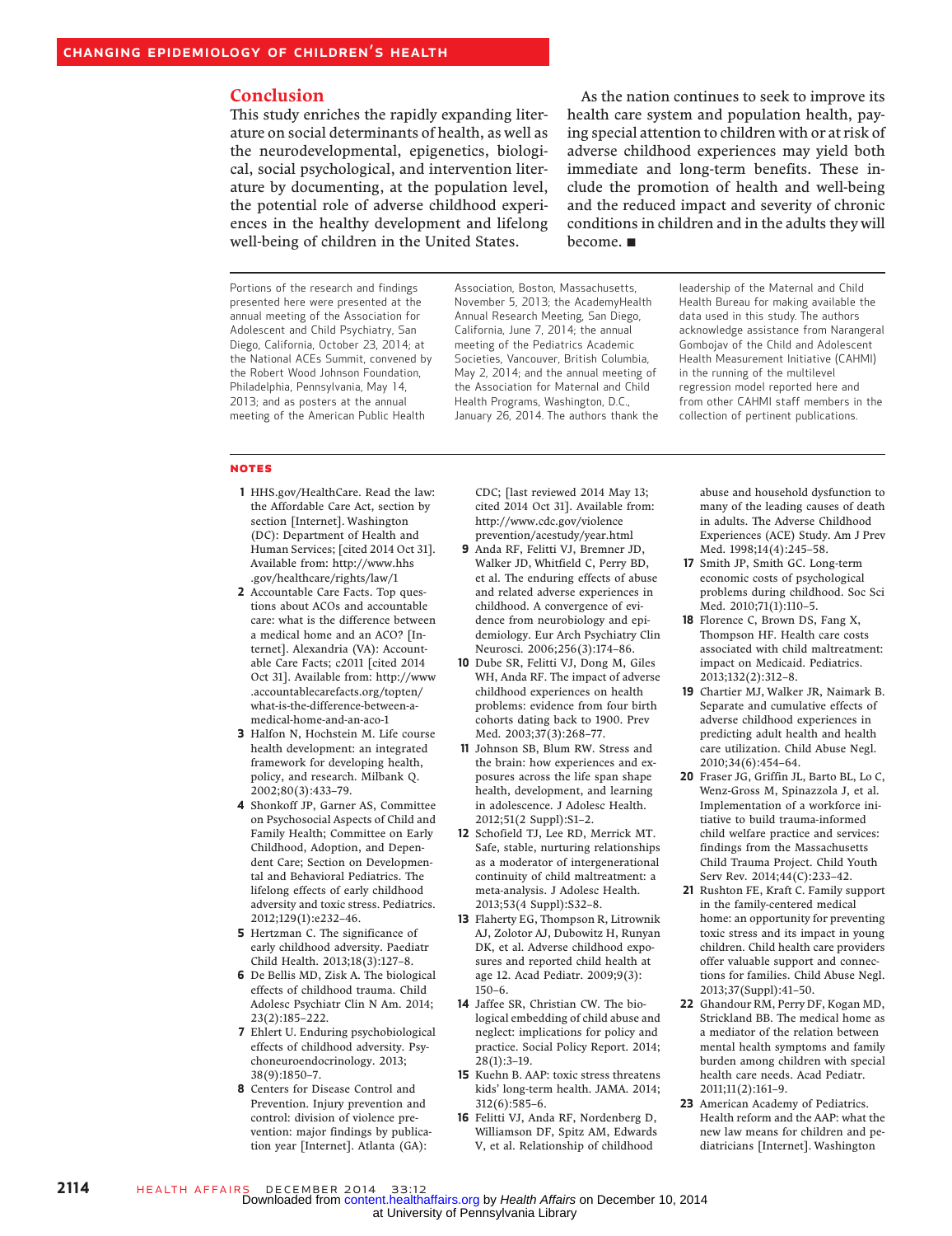## Conclusion

This study enriches the rapidly expanding literature on social determinants of health, as well as the neurodevelopmental, epigenetics, biological, social psychological, and intervention literature by documenting, at the population level, the potential role of adverse childhood experiences in the healthy development and lifelong well-being of children in the United States.

As the nation continues to seek to improve its health care system and population health, paying special attention to children with or at risk of adverse childhood experiences may yield both immediate and long-term benefits. These include the promotion of health and well-being and the reduced impact and severity of chronic conditions in children and in the adults they will become. ■

Portions of the research and findings presented here were presented at the annual meeting of the Association for Adolescent and Child Psychiatry, San Diego, California, October 23, 2014; at the National ACEs Summit, convened by the Robert Wood Johnson Foundation, Philadelphia, Pennsylvania, May 14, 2013; and as posters at the annual meeting of the American Public Health Association, Boston, Massachusetts, November 5, 2013; the AcademyHealth Annual Research Meeting, San Diego, California, June 7, 2014; the annual meeting of the Pediatrics Academic Societies, Vancouver, British Columbia, May 2, 2014; and the annual meeting of the Association for Maternal and Child Health Programs, Washington, D.C., January 26, 2014. The authors thank the leadership of the Maternal and Child Health Bureau for making available the data used in this study. The authors acknowledge assistance from Narangerel Gombojav of the Child and Adolescent Health Measurement Initiative (CAHMI) in the running of the multilevel regression model reported here and from other CAHMI staff members in the collection of pertinent publications.

### NOTES

1. HHS.gov/HealthCare. Read the law: the Affordable Care Act, section by section [Internet]. Washington (DC): Department of Health and Human Services; [cited 2014 Oct 31]. Available from: http://www.hhs.gov/healthcare/rights/law/1
2. Accountable Care Facts. Top questions about ACOs and accountable care: what is the difference between a medical home and an ACO? [Internet]. Alexandria (VA): Accountable Care Facts; c2011 [cited 2014 Oct 31]. Available from: http://www.accountablecarefacts.org/topten/what-is-the-difference-between-a-medical-home-and-an-aco-1
3. Halfon N, Hochstein M. Life course health development: an integrated framework for developing health, policy, and research. Milbank Q. 2002;80(3):433–79.
4. Shonkoff JP, Garner AS, Committee on Psychosocial Aspects of Child and Family Health; Committee on Early Childhood, Adoption, and Dependent Care; Section on Developmental and Behavioral Pediatrics. The lifelong effects of early childhood adversity and toxic stress. Pediatrics. 2012;129(1):e232–46.
5. Hertzman C. The significance of early childhood adversity. Paediatr Child Health. 2013;18(3):127–8.
6. De Bellis MD, Zisk A. The biological effects of childhood trauma. Child Adolesc Psychiatr Clin N Am. 2014; 23(2):185–222.
7. Ehlert U. Enduring psychobiological effects of childhood adversity. Psychoneuroendocrinology. 2013; 38(9):1850–7.
8. Centers for Disease Control and Prevention. Injury prevention and control: division of violence prevention: major findings by publication year [Internet]. Atlanta (GA): CDC; [last reviewed 2014 May 13; cited 2014 Oct 31]. Available from: http://www.cdc.gov/violenceprevention/acestudy/year.html
9. Anda RF, Felitti VJ, Bremner JD, Walker JD, Whitfield C, Perry BD, et al. The enduring effects of abuse and related adverse experiences in childhood. A convergence of evidence from neurobiology and epidemiology. Eur Arch Psychiatry Clin Neurosci. 2006;256(3):174–86.
10. Dube SR, Felitti VJ, Dong M, Giles WH, Anda RF. The impact of adverse childhood experiences on health problems: evidence from four birth cohorts dating back to 1900. Prev Med. 2003;37(3):268–77.
11. Johnson SB, Blum RW. Stress and the brain: how experiences and exposures across the life span shape health, development, and learning in adolescence. J Adolesc Health. 2012;51(2 Suppl):S1–2.
12. Schofield TJ, Lee RD, Merrick MT. Safe, stable, nurturing relationships as a moderator of intergenerational continuity of child maltreatment: a meta-analysis. J Adolesc Health. 2013;53(4 Suppl):S32–8.
13. Flaherty EG, Thompson R, Litrownik AJ, Zolotor AJ, Dubowitz H, Runyan DK, et al. Adverse childhood exposures and reported child health at age 12. Acad Pediatr. 2009;9(3): 150–6.
14. Jaffee SR, Christian CW. The biological embedding of child abuse and neglect: implications for policy and practice. Social Policy Report. 2014; 28(1):3–19.
15. Kuehn B. AAP: toxic stress threatens kids' long-term health. JAMA. 2014; 312(6):585–6.
16. Felitti VJ, Anda RF, Nordenberg D, Williamson DF, Spitz AM, Edwards V, et al. Relationship of childhood abuse and household dysfunction to many of the leading causes of death in adults. The Adverse Childhood Experiences (ACE) Study. Am J Prev Med. 1998;14(4):245–58.
17. Smith JP, Smith GC. Long-term economic costs of psychological problems during childhood. Soc Sci Med. 2010;71(1):110–5.
18. Florence C, Brown DS, Fang X, Thompson HF. Health care costs associated with child maltreatment: impact on Medicaid. Pediatrics. 2013;132(2):312–8.
19. Chartier MJ, Walker JR, Naimark B. Separate and cumulative effects of adverse childhood experiences in predicting adult health and health care utilization. Child Abuse Negl. 2010;34(6):454–64.
20. Fraser JG, Griffin JL, Barto BL, Lo C, Wenz-Gross M, Spinazzola J, et al. Implementation of a workforce initiative to build trauma-informed child welfare practice and services: findings from the Massachusetts Child Trauma Project. Child Youth Serv Rev. 2014;44(C):233–42.
21. Rushton FE, Kraft C. Family support in the family-centered medical home: an opportunity for preventing toxic stress and its impact in young children. Child health care providers offer valuable support and connections for families. Child Abuse Negl. 2013;37(Suppl):41–50.
22. Ghandour RM, Perry DF, Kogan MD, Strickland BB. The medical home as a mediator of the relation between mental health symptoms and family burden among children with special health care needs. Acad Pediatr. 2011;11(2):161–9.
23. American Academy of Pediatrics. Health reform and the AAP: what the new law means for children and pediatricians [Internet]. Washington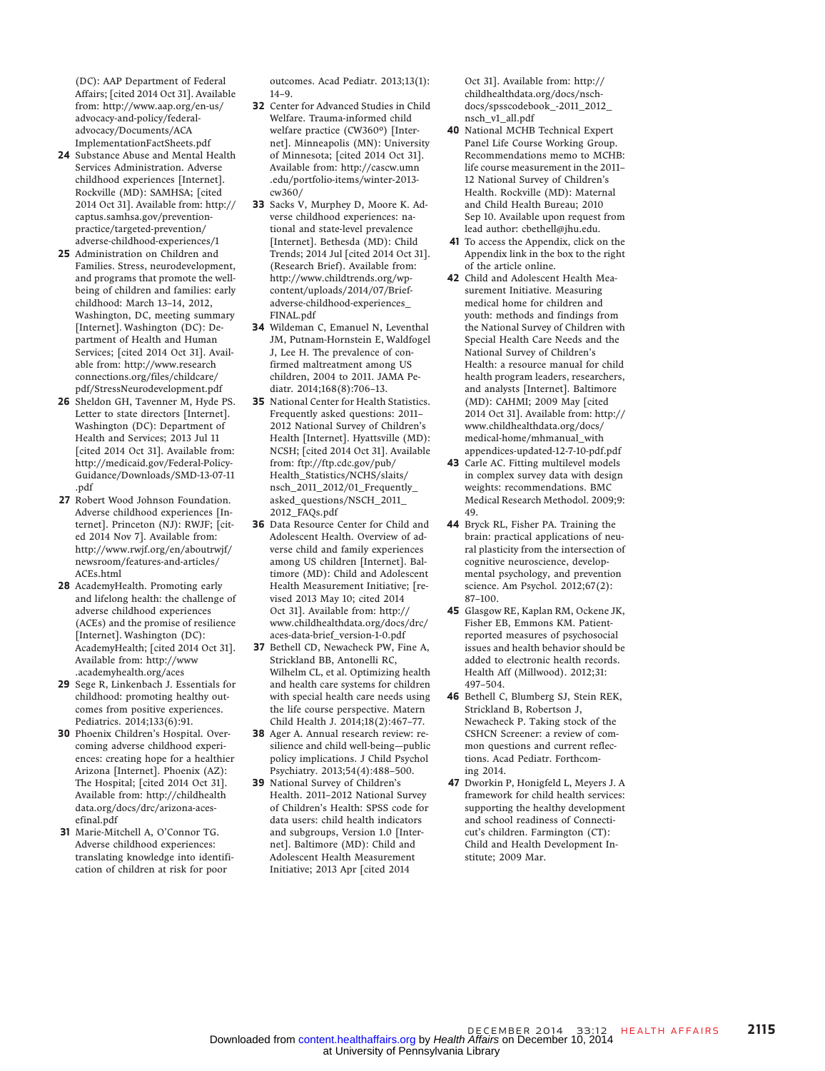(DC): AAP Department of Federal Affairs; [cited 2014 Oct 31]. Available from: http://www.aap.org/en-us/advocacy-and-policy/federal-advocacy/Documents/ACA ImplementationFactSheets.pdf

24 Substance Abuse and Mental Health Services Administration. Adverse childhood experiences [Internet]. Rockville (MD): SAMHSA; [cited 2014 Oct 31]. Available from: http://captus.samhsa.gov/prevention-practice/targeted-prevention/adverse-childhood-experiences/1

25 Administration on Children and Families. Stress, neurodevelopment, and programs that promote the well-being of children and families: early childhood: March 13–14, 2012, Washington, DC, meeting summary [Internet]. Washington (DC): Department of Health and Human Services; [cited 2014 Oct 31]. Available from: http://www.researchconnections.org/files/childcare/pdf/StressNeurodevelopment.pdf

26 Sheldon GH, Tavenner M, Hyde PS. Letter to state directors [Internet]. Washington (DC): Department of Health and Services; 2013 Jul 11 [cited 2014 Oct 31]. Available from: http://medicaid.gov/Federal-Policy-Guidance/Downloads/SMD-13-07-11.pdf

27 Robert Wood Johnson Foundation. Adverse childhood experiences [Internet]. Princeton (NJ): RWJF; [cited 2014 Nov 7]. Available from: http://www.rwjf.org/en/aboutrwjf/newsroom/features-and-articles/ACEs.html

28 AcademyHealth. Promoting early and lifelong health: the challenge of adverse childhood experiences (ACEs) and the promise of resilience [Internet]. Washington (DC): AcademyHealth; [cited 2014 Oct 31]. Available from: http://www.academyhealth.org/aces

29 Sege R, Linkenbach J. Essentials for childhood: promoting healthy outcomes from positive experiences. Pediatrics. 2014;133(6):91.

30 Phoenix Children's Hospital. Overcoming adverse childhood experiences: creating hope for a healthier Arizona [Internet]. Phoenix (AZ): The Hospital; [cited 2014 Oct 31]. Available from: http://childhealthdata.org/docs/drc/arizona-aces-efinal.pdf

31 Marie-Mitchell A, O'Connor TG. Adverse childhood experiences: translating knowledge into identification of children at risk for poor outcomes. Acad Pediatr. 2013;13(1):14–9.

32 Center for Advanced Studies in Child Welfare. Trauma-informed child welfare practice (CW360º) [Internet]. Minneapolis (MN): University of Minnesota; [cited 2014 Oct 31]. Available from: http://cascw.umn.edu/portfolio-items/winter-2013-cw360/

33 Sacks V, Murphey D, Moore K. Adverse childhood experiences: national and state-level prevalence [Internet]. Bethesda (MD): Child Trends; 2014 Jul [cited 2014 Oct 31]. (Research Brief). Available from: http://www.childtrends.org/wp-content/uploads/2014/07/Brief-adverse-childhood-experiences_FINAL.pdf

34 Wildeman C, Emanuel N, Leventhal JM, Putnam-Hornstein E, Waldfogel J, Lee H. The prevalence of confirmed maltreatment among US children, 2004 to 2011. JAMA Pediatr. 2014;168(8):706–13.

35 National Center for Health Statistics. Frequently asked questions: 2011–2012 National Survey of Children's Health [Internet]. Hyattsville (MD): NCSH; [cited 2014 Oct 31]. Available from: ftp://ftp.cdc.gov/pub/Health_Statistics/NCHS/slaits/nsch_2011_2012/01_Frequently_asked_questions/NSCH_2011_2012_FAQs.pdf

36 Data Resource Center for Child and Adolescent Health. Overview of adverse child and family experiences among US children [Internet]. Baltimore (MD): Child and Adolescent Health Measurement Initiative; [revised 2013 May 10; cited 2014 Oct 31]. Available from: http://www.childhealthdata.org/docs/drc/aces-data-brief_version-1-0.pdf

37 Bethell CD, Newacheck PW, Fine A, Strickland BB, Antonelli RC, Wilhelm CL, et al. Optimizing health and health care systems for children with special health care needs using the life course perspective. Matern Child Health J. 2014;18(2):467–77.

38 Ager A. Annual research review: resilience and child well-being—public policy implications. J Child Psychol Psychiatry. 2013;54(4):488–500.

39 National Survey of Children's Health. 2011–2012 National Survey of Children's Health: SPSS code for data users: child health indicators and subgroups, Version 1.0 [Internet]. Baltimore (MD): Child and Adolescent Health Measurement Initiative; 2013 Apr [cited 2014 Oct 31]. Available from: http://childhealthdata.org/docs/nsch-docs/spsscodebook_-2011_2012_nsch_v1_all.pdf

40 National MCHB Technical Expert Panel Life Course Working Group. Recommendations memo to MCHB: life course measurement in the 2011–12 National Survey of Children's Health. Rockville (MD): Maternal and Child Health Bureau; 2010 Sep 10. Available upon request from lead author: cbethell@jhu.edu.

41 To access the Appendix, click on the Appendix link in the box to the right of the article online.

42 Child and Adolescent Health Measurement Initiative. Measuring medical home for children and youth: methods and findings from the National Survey of Children with Special Health Care Needs and the National Survey of Children's Health: a resource manual for child health program leaders, researchers, and analysts [Internet]. Baltimore (MD): CAHMI; 2009 May [cited 2014 Oct 31]. Available from: http://www.childhealthdata.org/docs/medical-home/mhmanual_withappendices-updated-12-7-10-pdf.pdf

43 Carle AC. Fitting multilevel models in complex survey data with design weights: recommendations. BMC Medical Research Methodol. 2009;9:49.

44 Bryck RL, Fisher PA. Training the brain: practical applications of neural plasticity from the intersection of cognitive neuroscience, developmental psychology, and prevention science. Am Psychol. 2012;67(2):87–100.

45 Glasgow RE, Kaplan RM, Ockene JK, Fisher EB, Emmons KM. Patient-reported measures of psychosocial issues and health behavior should be added to electronic health records. Health Aff (Millwood). 2012;31:497–504.

46 Bethell C, Blumberg SJ, Stein REK, Strickland B, Robertson J, Newacheck P. Taking stock of the CSHCN Screener: a review of common questions and current reflections. Acad Pediatr. Forthcoming 2014.

47 Dworkin P, Honigfeld L, Meyers J. A framework for child health services: supporting the healthy development and school readiness of Connecticut's children. Farmington (CT): Child and Health Development Institute; 2009 Mar.